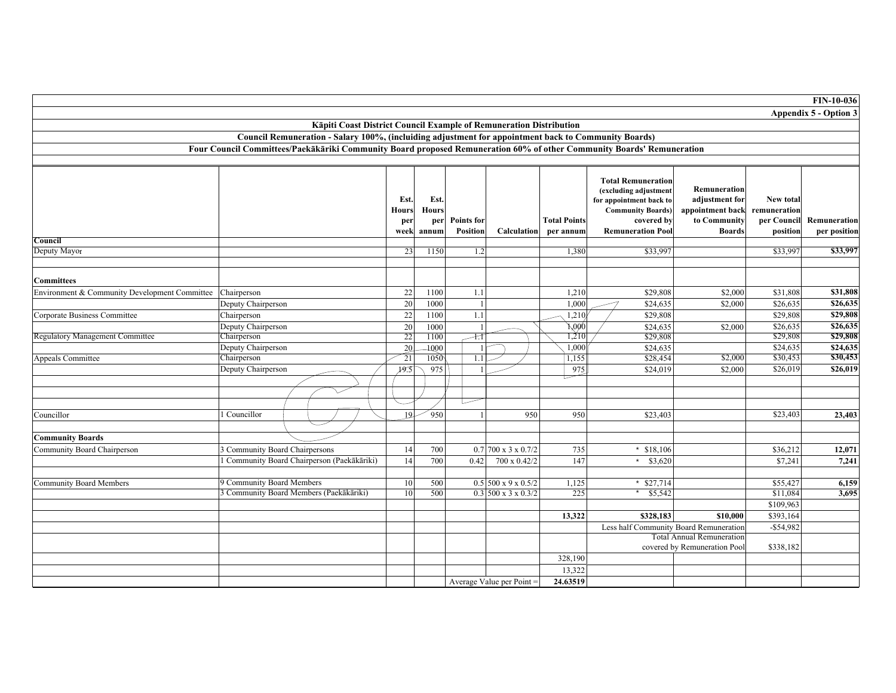FIN-10-036

Appendix 5 - Option 3

## Kāpiti Coast District Council Example of Remuneration Distribution

**Council Remuneration - Salary 100%, (inclduing adjustment for appointment back to Community Boards)**

**Four Council Committees/Paekākāriki Community Board proposed Remuneration 60% of other Community Boards' Remuneration**

| | | Est. Hours per week | Est. Hours per annum | Points for Position | Calculation | Total Points per annum | Total Remuneration (excluding adjustment for appointment back to Community Boards) covered by Remuneration Pool | Remuneration adjustment for appointment back to Community Boards | New total remuneration per Council position | Remuneration per position |
|---|---|---|---|---|---|---|---|---|---|---|
| **Council** | | | | | | | | | | |
| Deputy Mayor | | 23 | 1150 | 1.2 | | 1,380 | $33,997 | | $33,997 | **$33,997** |
| | | | | | | | | | | |
| **Committees** | | | | | | | | | | |
| Environment & Community Development Committee | Chairperson | 22 | 1100 | 1.1 | | 1,210 | $29,808 | $2,000 | $31,808 | **$31,808** |
| | Deputy Chairperson | 20 | 1000 | 1 | | 1,000 | $24,635 | $2,000 | $26,635 | **$26,635** |
| Corporate Business Committee | Chairperson | 22 | 1100 | 1.1 | | 1,210 | $29,808 | | $29,808 | **$29,808** |
| | Deputy Chairperson | 20 | 1000 | 1 | | 1,000 | $24,635 | $2,000 | $26,635 | **$26,635** |
| Regulatory Management Committee | Chairperson | 22 | 1100 | 1.1 | | 1,210 | $29,808 | | $29,808 | **$29,808** |
| | Deputy Chairperson | 20 | 1000 | 1 | | 1,000 | $24,635 | | $24,635 | **$24,635** |
| Appeals Committee | Chairperson | 21 | 1050 | 1.1 | | 1,155 | $28,454 | $2,000 | $30,453 | **$30,453** |
| | Deputy Chairperson | 19.5 | 975 | 1 | | 975 | $24,019 | $2,000 | $26,019 | **$26,019** |
| | | | | | | | | | | |
| Councillor | 1 Councillor | 19 | 950 | 1 | 950 | 950 | $23,403 | | $23,403 | **23,403** |
| | | | | | | | | | | |
| **Community Boards** | | | | | | | | | | |
| Community Board Chairperson | 3 Community Board Chairpersons | 14 | 700 | 0.7 | 700 x 3 x 0.7/2 | 735 | * $18,106 | | $36,212 | **12,071** |
| | 1 Community Board Chairperson (Paekākāriki) | 14 | 700 | 0.42 | 700 x 0.42/2 | 147 | * $3,620 | | $7,241 | **7,241** |
| | | | | | | | | | | |
| Community Board Members | 9 Community Board Members | 10 | 500 | 0.5 | 500 x 9 x 0.5/2 | 1,125 | * $27,714 | | $55,427 | **6,159** |
| | 3 Community Board Members (Paekākāriki) | 10 | 500 | 0.3 | 500 x 3 x 0.3/2 | 225 | * $5,542 | | $11,084 | **3,695** |
| | | | | | | | | | $109,963 | |
| | | | | | | **13,322** | **$328,183** | **$10,000** | $393,164 | |
| | | | | | | | Less half Community Board Remuneration | | -$54,982 | |
| | | | | | | | Total Annual Remuneration covered by Remuneration Pool | | $338,182 | |
| | | | | | | 328,190 | | | | |
| | | | | | | 13,322 | | | | |
| | | | | Average Value per Point = | | **24.63519** | | | | |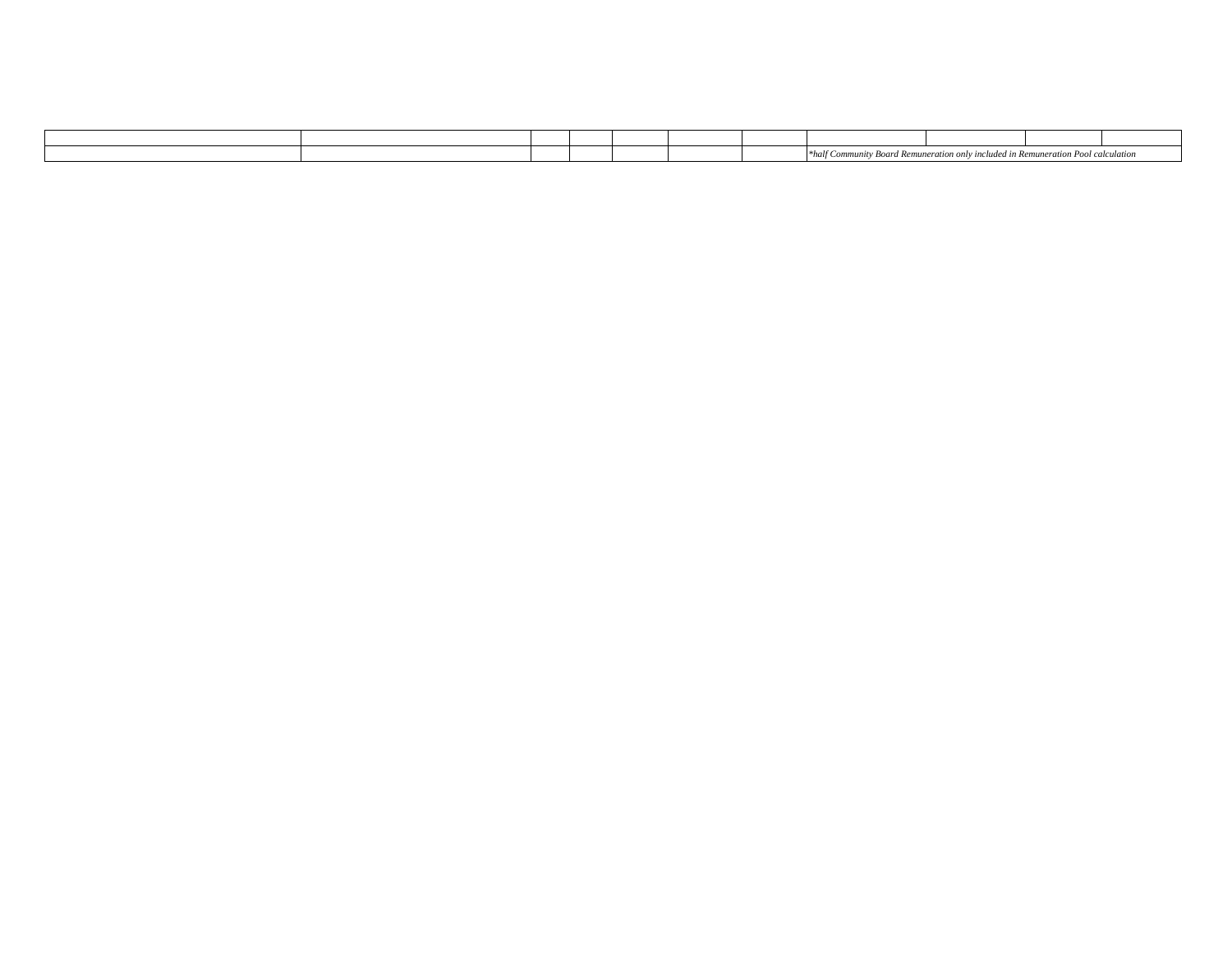| | | | | | | | | | | |
|---|---|---|---|---|---|---|---|---|---|---|
| | | | | | | | | | | |
| | | | | | | | *\*half Community Board Remuneration only included in Remuneration Pool calculation* | | | |